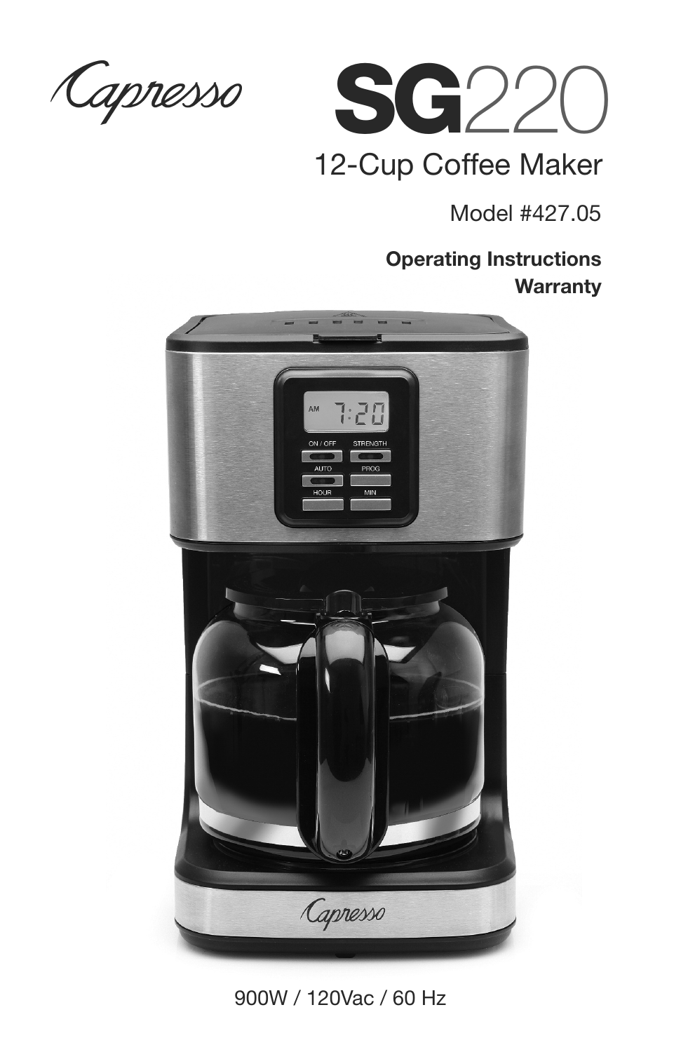Capresso

# SG220

## 12-Cup Coffee Maker

Model #427.05

**Operating Instructions**
**Warranty**

900W / 120Vac / 60 Hz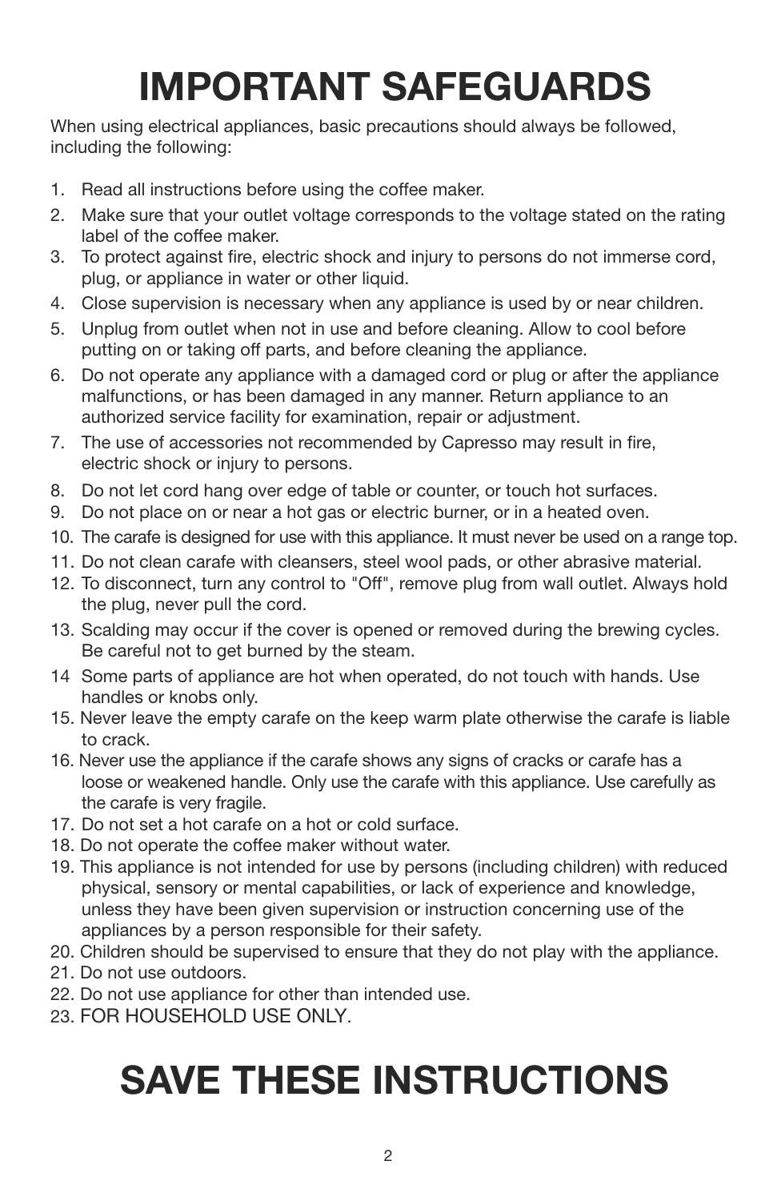# IMPORTANT SAFEGUARDS

When using electrical appliances, basic precautions should always be followed, including the following:

1. Read all instructions before using the coffee maker.
2. Make sure that your outlet voltage corresponds to the voltage stated on the rating label of the coffee maker.
3. To protect against fire, electric shock and injury to persons do not immerse cord, plug, or appliance in water or other liquid.
4. Close supervision is necessary when any appliance is used by or near children.
5. Unplug from outlet when not in use and before cleaning. Allow to cool before putting on or taking off parts, and before cleaning the appliance.
6. Do not operate any appliance with a damaged cord or plug or after the appliance malfunctions, or has been damaged in any manner. Return appliance to an authorized service facility for examination, repair or adjustment.
7. The use of accessories not recommended by Capresso may result in fire, electric shock or injury to persons.
8. Do not let cord hang over edge of table or counter, or touch hot surfaces.
9. Do not place on or near a hot gas or electric burner, or in a heated oven.
10. The carafe is designed for use with this appliance. It must never be used on a range top.
11. Do not clean carafe with cleansers, steel wool pads, or other abrasive material.
12. To disconnect, turn any control to "Off", remove plug from wall outlet. Always hold the plug, never pull the cord.
13. Scalding may occur if the cover is opened or removed during the brewing cycles. Be careful not to get burned by the steam.
14. Some parts of appliance are hot when operated, do not touch with hands. Use handles or knobs only.
15. Never leave the empty carafe on the keep warm plate otherwise the carafe is liable to crack.
16. Never use the appliance if the carafe shows any signs of cracks or carafe has a loose or weakened handle. Only use the carafe with this appliance. Use carefully as the carafe is very fragile.
17. Do not set a hot carafe on a hot or cold surface.
18. Do not operate the coffee maker without water.
19. This appliance is not intended for use by persons (including children) with reduced physical, sensory or mental capabilities, or lack of experience and knowledge, unless they have been given supervision or instruction concerning use of the appliances by a person responsible for their safety.
20. Children should be supervised to ensure that they do not play with the appliance.
21. Do not use outdoors.
22. Do not use appliance for other than intended use.
23. FOR HOUSEHOLD USE ONLY.

# SAVE THESE INSTRUCTIONS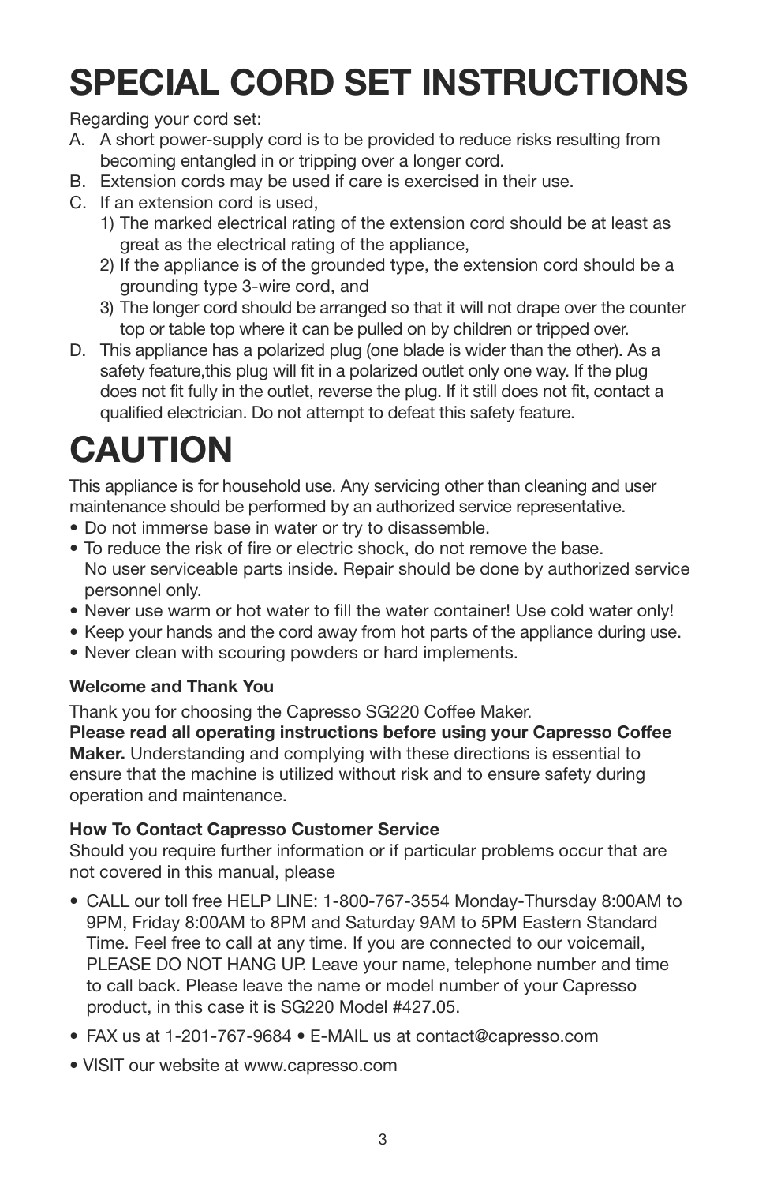# SPECIAL CORD SET INSTRUCTIONS

Regarding your cord set:

A. A short power-supply cord is to be provided to reduce risks resulting from becoming entangled in or tripping over a longer cord.

B. Extension cords may be used if care is exercised in their use.

C. If an extension cord is used,
   1) The marked electrical rating of the extension cord should be at least as great as the electrical rating of the appliance,
   2) If the appliance is of the grounded type, the extension cord should be a grounding type 3-wire cord, and
   3) The longer cord should be arranged so that it will not drape over the counter top or table top where it can be pulled on by children or tripped over.

D. This appliance has a polarized plug (one blade is wider than the other). As a safety feature,this plug will fit in a polarized outlet only one way. If the plug does not fit fully in the outlet, reverse the plug. If it still does not fit, contact a qualified electrician. Do not attempt to defeat this safety feature.

# CAUTION

This appliance is for household use. Any servicing other than cleaning and user maintenance should be performed by an authorized service representative.

- Do not immerse base in water or try to disassemble.
- To reduce the risk of fire or electric shock, do not remove the base. No user serviceable parts inside. Repair should be done by authorized service personnel only.
- Never use warm or hot water to fill the water container! Use cold water only!
- Keep your hands and the cord away from hot parts of the appliance during use.
- Never clean with scouring powders or hard implements.

**Welcome and Thank You**

Thank you for choosing the Capresso SG220 Coffee Maker.
**Please read all operating instructions before using your Capresso Coffee Maker.** Understanding and complying with these directions is essential to ensure that the machine is utilized without risk and to ensure safety during operation and maintenance.

**How To Contact Capresso Customer Service**
Should you require further information or if particular problems occur that are not covered in this manual, please

- CALL our toll free HELP LINE: 1-800-767-3554 Monday-Thursday 8:00AM to 9PM, Friday 8:00AM to 8PM and Saturday 9AM to 5PM Eastern Standard Time. Feel free to call at any time. If you are connected to our voicemail, PLEASE DO NOT HANG UP. Leave your name, telephone number and time to call back. Please leave the name or model number of your Capresso product, in this case it is SG220 Model #427.05.
- FAX us at 1-201-767-9684 • E-MAIL us at contact@capresso.com
- VISIT our website at www.capresso.com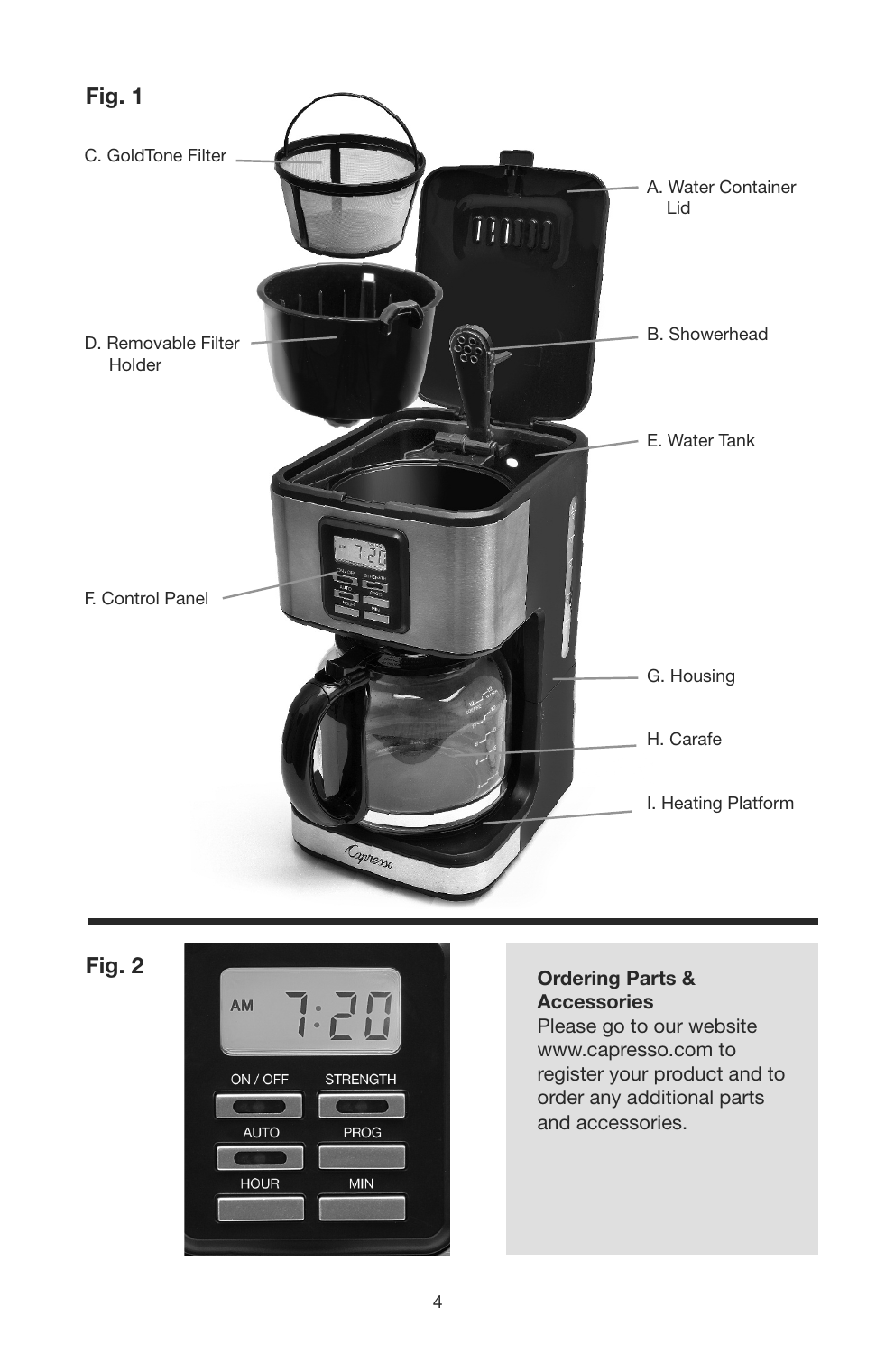**Fig. 1**

C. GoldTone Filter

A. Water Container Lid

D. Removable Filter Holder

B. Showerhead

E. Water Tank

F. Control Panel

G. Housing

H. Carafe

I. Heating Platform

**Fig. 2**

AM 7:20

ON / OFF STRENGTH

AUTO PROG

HOUR MIN

**Ordering Parts & Accessories**
Please go to our website www.capresso.com to register your product and to order any additional parts and accessories.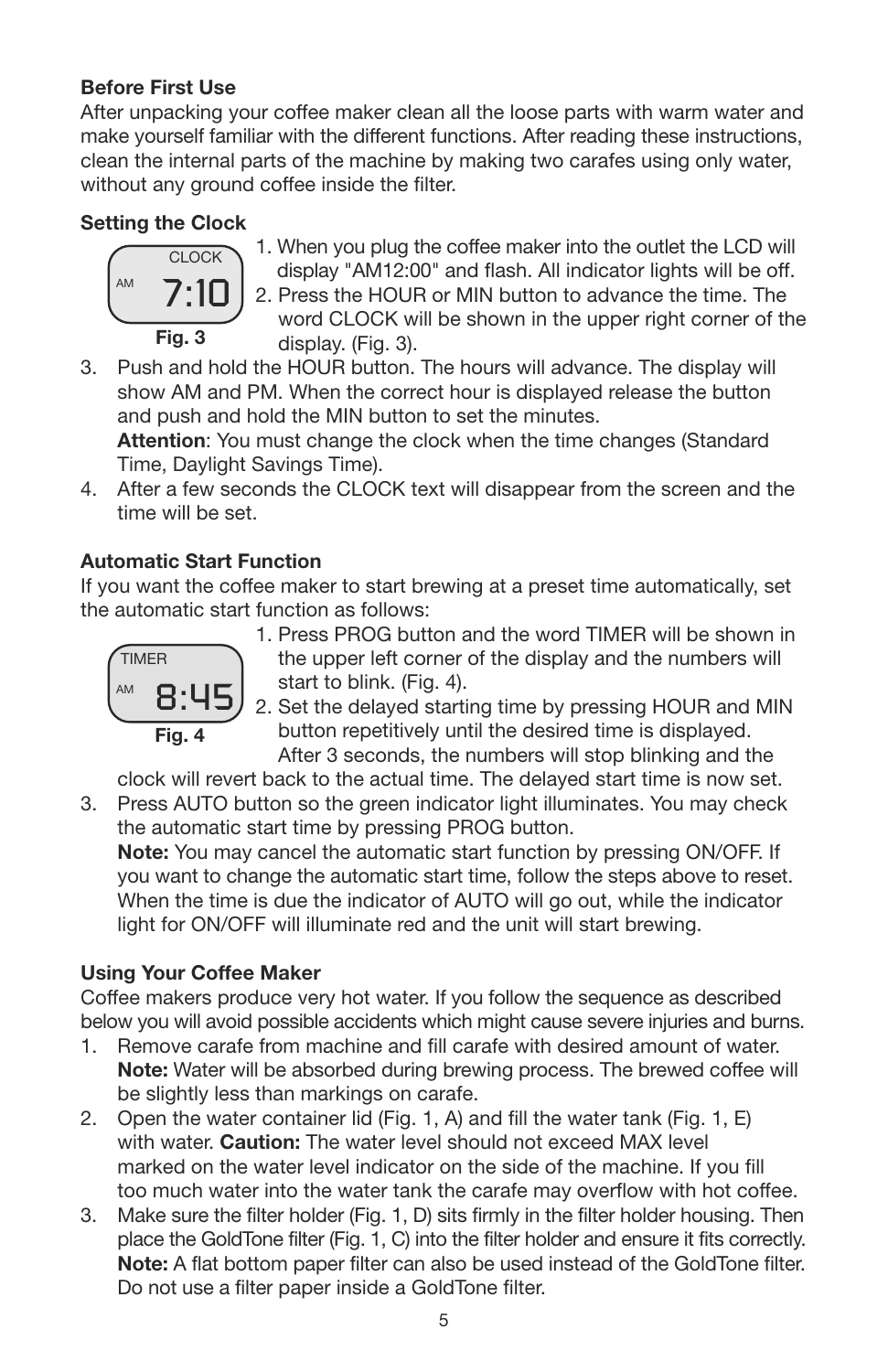**Before First Use**

After unpacking your coffee maker clean all the loose parts with warm water and make yourself familiar with the different functions. After reading these instructions, clean the internal parts of the machine by making two carafes using only water, without any ground coffee inside the filter.

**Setting the Clock**

CLOCK
AM 7:10

**Fig. 3**

1. When you plug the coffee maker into the outlet the LCD will display "AM12:00" and flash. All indicator lights will be off.
2. Press the HOUR or MIN button to advance the time. The word CLOCK will be shown in the upper right corner of the display. (Fig. 3).
3. Push and hold the HOUR button. The hours will advance. The display will show AM and PM. When the correct hour is displayed release the button and push and hold the MIN button to set the minutes.
   **Attention**: You must change the clock when the time changes (Standard Time, Daylight Savings Time).
4. After a few seconds the CLOCK text will disappear from the screen and the time will be set.

**Automatic Start Function**

If you want the coffee maker to start brewing at a preset time automatically, set the automatic start function as follows:

TIMER
AM 8:45

**Fig. 4**

1. Press PROG button and the word TIMER will be shown in the upper left corner of the display and the numbers will start to blink. (Fig. 4).
2. Set the delayed starting time by pressing HOUR and MIN button repetitively until the desired time is displayed. After 3 seconds, the numbers will stop blinking and the clock will revert back to the actual time. The delayed start time is now set.
3. Press AUTO button so the green indicator light illuminates. You may check the automatic start time by pressing PROG button.
   **Note:** You may cancel the automatic start function by pressing ON/OFF. If you want to change the automatic start time, follow the steps above to reset. When the time is due the indicator of AUTO will go out, while the indicator light for ON/OFF will illuminate red and the unit will start brewing.

**Using Your Coffee Maker**

Coffee makers produce very hot water. If you follow the sequence as described below you will avoid possible accidents which might cause severe injuries and burns.

1. Remove carafe from machine and fill carafe with desired amount of water.
   **Note:** Water will be absorbed during brewing process. The brewed coffee will be slightly less than markings on carafe.
2. Open the water container lid (Fig. 1, A) and fill the water tank (Fig. 1, E) with water. **Caution:** The water level should not exceed MAX level marked on the water level indicator on the side of the machine. If you fill too much water into the water tank the carafe may overflow with hot coffee.
3. Make sure the filter holder (Fig. 1, D) sits firmly in the filter holder housing. Then place the GoldTone filter (Fig. 1, C) into the filter holder and ensure it fits correctly.
   **Note:** A flat bottom paper filter can also be used instead of the GoldTone filter. Do not use a filter paper inside a GoldTone filter.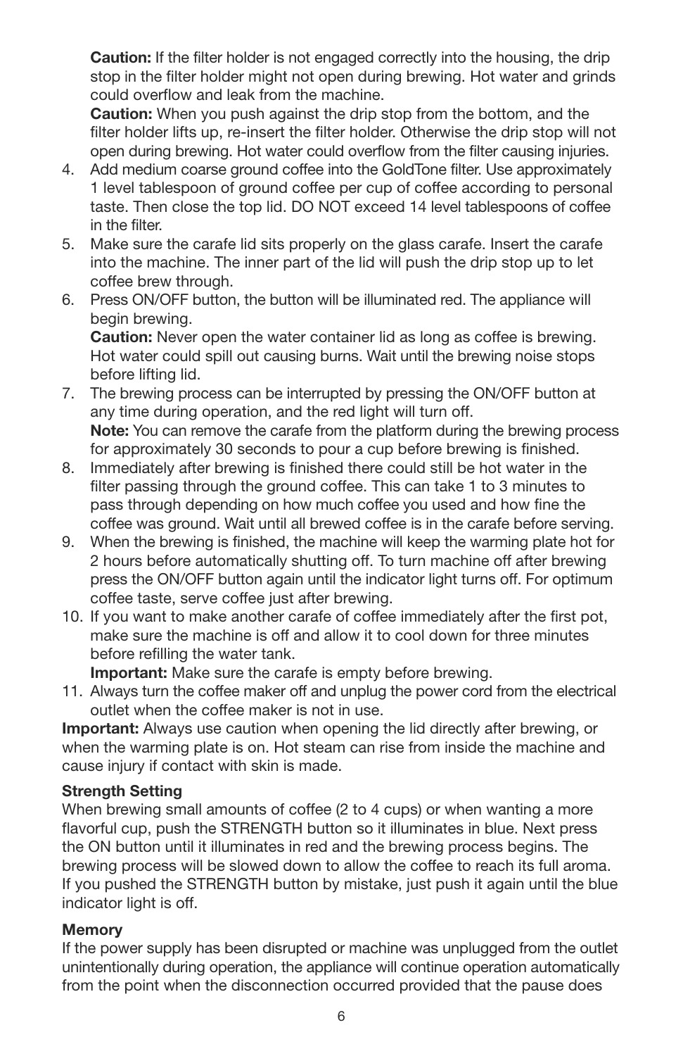**Caution:** If the filter holder is not engaged correctly into the housing, the drip stop in the filter holder might not open during brewing. Hot water and grinds could overflow and leak from the machine.

**Caution:** When you push against the drip stop from the bottom, and the filter holder lifts up, re-insert the filter holder. Otherwise the drip stop will not open during brewing. Hot water could overflow from the filter causing injuries.

4. Add medium coarse ground coffee into the GoldTone filter. Use approximately 1 level tablespoon of ground coffee per cup of coffee according to personal taste. Then close the top lid. DO NOT exceed 14 level tablespoons of coffee in the filter.
5. Make sure the carafe lid sits properly on the glass carafe. Insert the carafe into the machine. The inner part of the lid will push the drip stop up to let coffee brew through.
6. Press ON/OFF button, the button will be illuminated red. The appliance will begin brewing.

   **Caution:** Never open the water container lid as long as coffee is brewing. Hot water could spill out causing burns. Wait until the brewing noise stops before lifting lid.
7. The brewing process can be interrupted by pressing the ON/OFF button at any time during operation, and the red light will turn off.

   **Note:** You can remove the carafe from the platform during the brewing process for approximately 30 seconds to pour a cup before brewing is finished.
8. Immediately after brewing is finished there could still be hot water in the filter passing through the ground coffee. This can take 1 to 3 minutes to pass through depending on how much coffee you used and how fine the coffee was ground. Wait until all brewed coffee is in the carafe before serving.
9. When the brewing is finished, the machine will keep the warming plate hot for 2 hours before automatically shutting off. To turn machine off after brewing press the ON/OFF button again until the indicator light turns off. For optimum coffee taste, serve coffee just after brewing.
10. If you want to make another carafe of coffee immediately after the first pot, make sure the machine is off and allow it to cool down for three minutes before refilling the water tank.

    **Important:** Make sure the carafe is empty before brewing.
11. Always turn the coffee maker off and unplug the power cord from the electrical outlet when the coffee maker is not in use.

**Important:** Always use caution when opening the lid directly after brewing, or when the warming plate is on. Hot steam can rise from inside the machine and cause injury if contact with skin is made.

**Strength Setting**

When brewing small amounts of coffee (2 to 4 cups) or when wanting a more flavorful cup, push the STRENGTH button so it illuminates in blue. Next press the ON button until it illuminates in red and the brewing process begins. The brewing process will be slowed down to allow the coffee to reach its full aroma. If you pushed the STRENGTH button by mistake, just push it again until the blue indicator light is off.

**Memory**

If the power supply has been disrupted or machine was unplugged from the outlet unintentionally during operation, the appliance will continue operation automatically from the point when the disconnection occurred provided that the pause does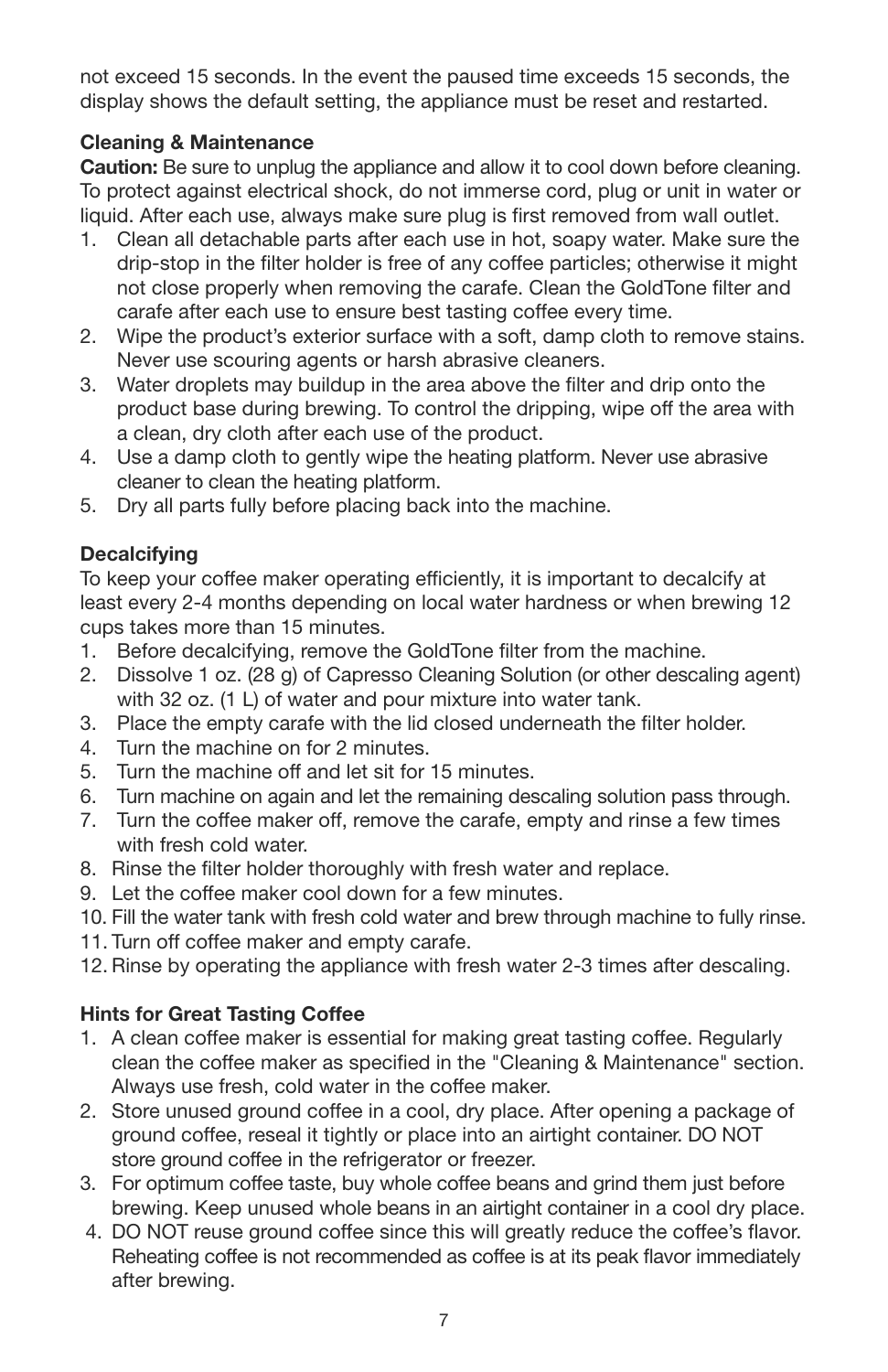not exceed 15 seconds. In the event the paused time exceeds 15 seconds, the display shows the default setting, the appliance must be reset and restarted.

**Cleaning & Maintenance**

**Caution:** Be sure to unplug the appliance and allow it to cool down before cleaning. To protect against electrical shock, do not immerse cord, plug or unit in water or liquid. After each use, always make sure plug is first removed from wall outlet.

1. Clean all detachable parts after each use in hot, soapy water. Make sure the drip-stop in the filter holder is free of any coffee particles; otherwise it might not close properly when removing the carafe. Clean the GoldTone filter and carafe after each use to ensure best tasting coffee every time.
2. Wipe the product's exterior surface with a soft, damp cloth to remove stains. Never use scouring agents or harsh abrasive cleaners.
3. Water droplets may buildup in the area above the filter and drip onto the product base during brewing. To control the dripping, wipe off the area with a clean, dry cloth after each use of the product.
4. Use a damp cloth to gently wipe the heating platform. Never use abrasive cleaner to clean the heating platform.
5. Dry all parts fully before placing back into the machine.

**Decalcifying**

To keep your coffee maker operating efficiently, it is important to decalcify at least every 2-4 months depending on local water hardness or when brewing 12 cups takes more than 15 minutes.

1. Before decalcifying, remove the GoldTone filter from the machine.
2. Dissolve 1 oz. (28 g) of Capresso Cleaning Solution (or other descaling agent) with 32 oz. (1 L) of water and pour mixture into water tank.
3. Place the empty carafe with the lid closed underneath the filter holder.
4. Turn the machine on for 2 minutes.
5. Turn the machine off and let sit for 15 minutes.
6. Turn machine on again and let the remaining descaling solution pass through.
7. Turn the coffee maker off, remove the carafe, empty and rinse a few times with fresh cold water.
8. Rinse the filter holder thoroughly with fresh water and replace.
9. Let the coffee maker cool down for a few minutes.
10. Fill the water tank with fresh cold water and brew through machine to fully rinse.
11. Turn off coffee maker and empty carafe.
12. Rinse by operating the appliance with fresh water 2-3 times after descaling.

**Hints for Great Tasting Coffee**

1. A clean coffee maker is essential for making great tasting coffee. Regularly clean the coffee maker as specified in the "Cleaning & Maintenance" section. Always use fresh, cold water in the coffee maker.
2. Store unused ground coffee in a cool, dry place. After opening a package of ground coffee, reseal it tightly or place into an airtight container. DO NOT store ground coffee in the refrigerator or freezer.
3. For optimum coffee taste, buy whole coffee beans and grind them just before brewing. Keep unused whole beans in an airtight container in a cool dry place.
4. DO NOT reuse ground coffee since this will greatly reduce the coffee's flavor. Reheating coffee is not recommended as coffee is at its peak flavor immediately after brewing.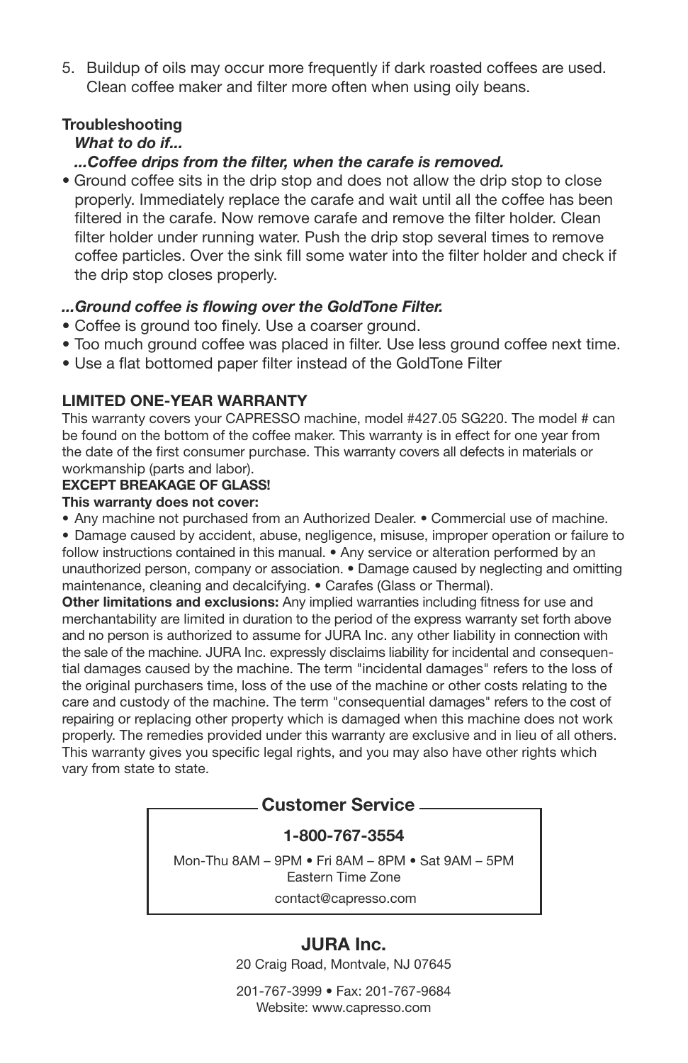5. Buildup of oils may occur more frequently if dark roasted coffees are used. Clean coffee maker and filter more often when using oily beans.

**Troubleshooting**

***What to do if...***

***...Coffee drips from the filter, when the carafe is removed.***

- Ground coffee sits in the drip stop and does not allow the drip stop to close properly. Immediately replace the carafe and wait until all the coffee has been filtered in the carafe. Now remove carafe and remove the filter holder. Clean filter holder under running water. Push the drip stop several times to remove coffee particles. Over the sink fill some water into the filter holder and check if the drip stop closes properly.

***...Ground coffee is flowing over the GoldTone Filter.***

- Coffee is ground too finely. Use a coarser ground.
- Too much ground coffee was placed in filter. Use less ground coffee next time.
- Use a flat bottomed paper filter instead of the GoldTone Filter

**LIMITED ONE-YEAR WARRANTY**

This warranty covers your CAPRESSO machine, model #427.05 SG220. The model # can be found on the bottom of the coffee maker. This warranty is in effect for one year from the date of the first consumer purchase. This warranty covers all defects in materials or workmanship (parts and labor).

**EXCEPT BREAKAGE OF GLASS!**

**This warranty does not cover:**

• Any machine not purchased from an Authorized Dealer. • Commercial use of machine.
• Damage caused by accident, abuse, negligence, misuse, improper operation or failure to follow instructions contained in this manual. • Any service or alteration performed by an unauthorized person, company or association. • Damage caused by neglecting and omitting maintenance, cleaning and decalcifying. • Carafes (Glass or Thermal).

**Other limitations and exclusions:** Any implied warranties including fitness for use and merchantability are limited in duration to the period of the express warranty set forth above and no person is authorized to assume for JURA Inc. any other liability in connection with the sale of the machine. JURA Inc. expressly disclaims liability for incidental and consequential damages caused by the machine. The term "incidental damages" refers to the loss of the original purchasers time, loss of the use of the machine or other costs relating to the care and custody of the machine. The term "consequential damages" refers to the cost of repairing or replacing other property which is damaged when this machine does not work properly. The remedies provided under this warranty are exclusive and in lieu of all others. This warranty gives you specific legal rights, and you may also have other rights which vary from state to state.

**Customer Service**

**1-800-767-3554**

Mon-Thu 8AM – 9PM • Fri 8AM – 8PM • Sat 9AM – 5PM
Eastern Time Zone

contact@capresso.com

**JURA Inc.**

20 Craig Road, Montvale, NJ 07645

201-767-3999 • Fax: 201-767-9684
Website: www.capresso.com